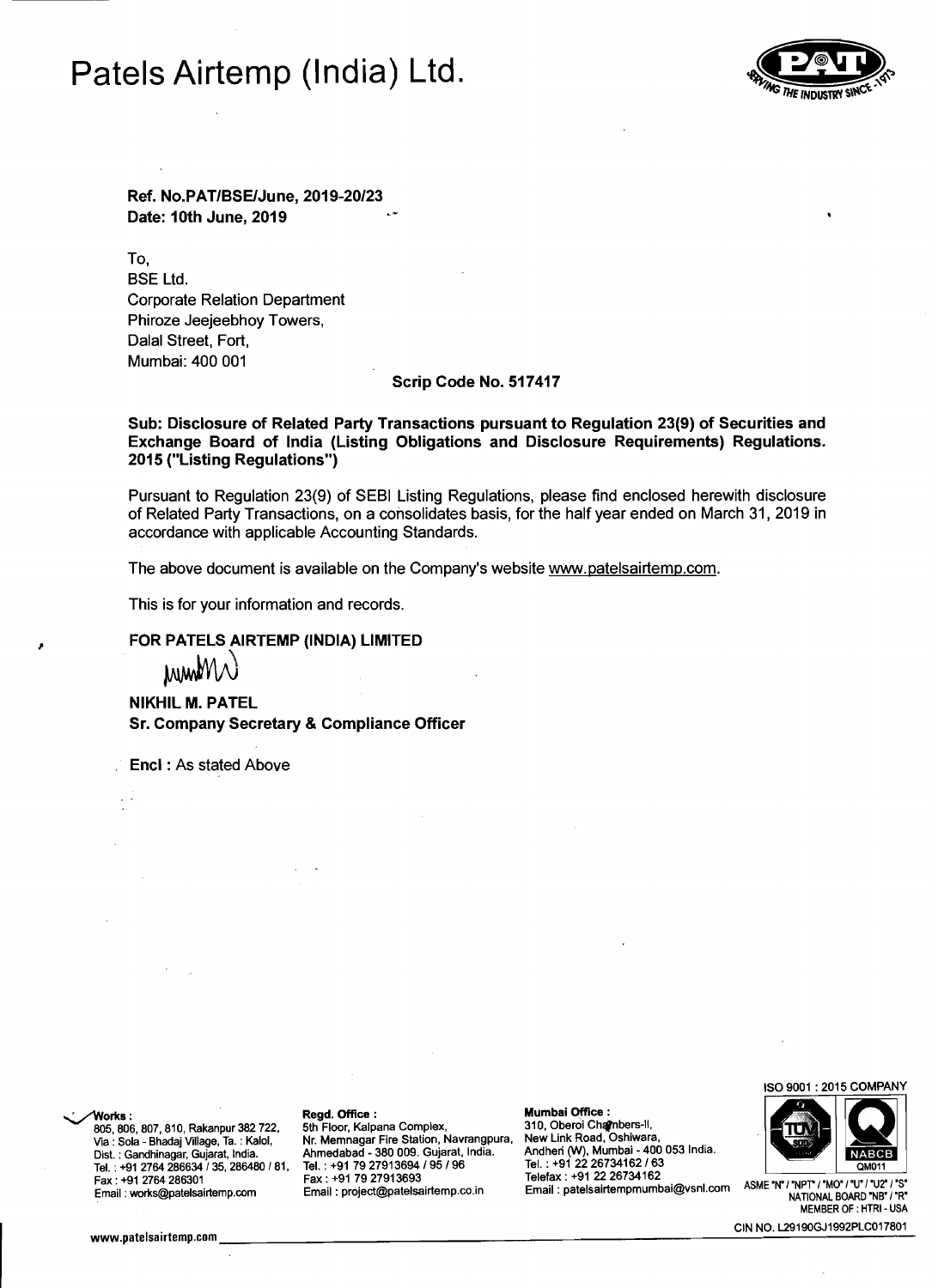# Patels Airtemp (India) Ltd.

**Ref. No.PAT/BSE/June, 2019-20/23**
**Date: 10th June, 2019**

To,
BSE Ltd.
Corporate Relation Department
Phiroze Jeejeebhoy Towers,
Dalal Street, Fort,
Mumbai: 400 001

**Scrip Code No. 517417**

**Sub: Disclosure of Related Party Transactions pursuant to Regulation 23(9) of Securities and Exchange Board of India (Listing Obligations and Disclosure Requirements) Regulations. 2015 ("Listing Regulations")**

Pursuant to Regulation 23(9) of SEBI Listing Regulations, please find enclosed herewith disclosure of Related Party Transactions, on a consolidates basis, for the half year ended on March 31, 2019 in accordance with applicable Accounting Standards.

The above document is available on the Company's website www.patelsairtemp.com.

This is for your information and records.

**FOR PATELS AIRTEMP (INDIA) LIMITED**

**NIKHIL M. PATEL**
**Sr. Company Secretary & Compliance Officer**

**Encl :** As stated Above

**Works :**
805, 806, 807, 810, Rakanpur 382 722,
Via : Sola - Bhadaj Village, Ta. : Kalol,
Dist. : Gandhinagar, Gujarat, India.
Tel. : +91 2764 286634 / 35, 286480 / 81,
Fax : +91 2764 286301
Email : works@patelsairtemp.com

**Regd. Office :**
5th Floor, Kalpana Complex,
Nr. Memnagar Fire Station, Navrangpura,
Ahmedabad - 380 009. Gujarat, India.
Tel. : +91 79 27913694 / 95 / 96
Fax : +91 79 27913693
Email : project@patelsairtemp.co.in

**Mumbai Office :**
310, Oberoi Chambers-II,
New Link Road, Oshiwara,
Andheri (W), Mumbai - 400 053 India.
Tel. : +91 22 26734162 / 63
Telefax : +91 22 26734162
Email : patelsairtempmumbai@vsnl.com

ISO 9001 : 2015 COMPANY

ASME "N" / "NPT" / "MO" / "U" / "U2" / "S"
NATIONAL BOARD "NB" / "R"
MEMBER OF : HTRI - USA

CIN NO. L29190GJ1992PLC017801

www.patelsairtemp.com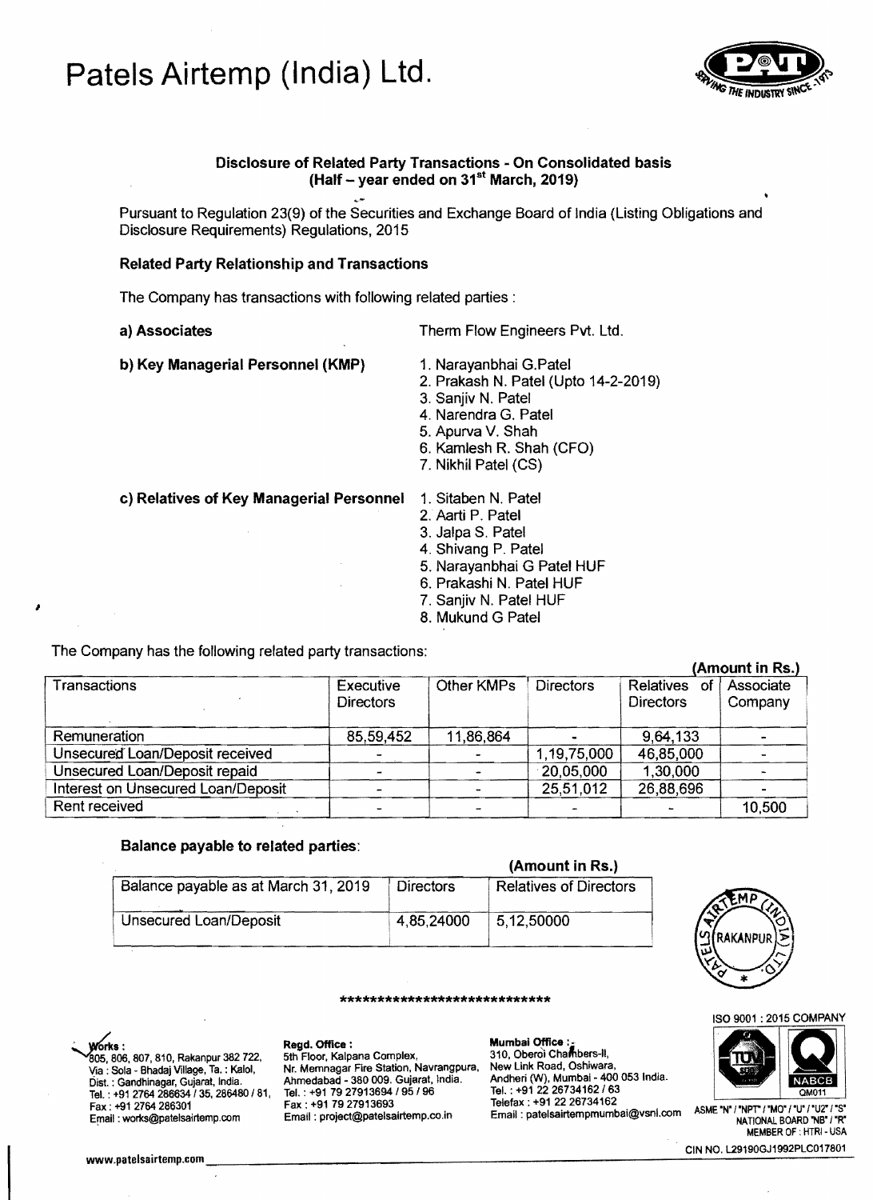# Patels Airtemp (India) Ltd.

### Disclosure of Related Party Transactions - On Consolidated basis (Half – year ended on 31st March, 2019)

Pursuant to Regulation 23(9) of the Securities and Exchange Board of India (Listing Obligations and Disclosure Requirements) Regulations, 2015

**Related Party Relationship and Transactions**

The Company has transactions with following related parties :

**a) Associates** — Therm Flow Engineers Pvt. Ltd.

**b) Key Managerial Personnel (KMP)**

1. Narayanbhai G.Patel
2. Prakash N. Patel (Upto 14-2-2019)
3. Sanjiv N. Patel
4. Narendra G. Patel
5. Apurva V. Shah
6. Kamlesh R. Shah (CFO)
7. Nikhil Patel (CS)

**c) Relatives of Key Managerial Personnel**

1. Sitaben N. Patel
2. Aarti P. Patel
3. Jalpa S. Patel
4. Shivang P. Patel
5. Narayanbhai G Patel HUF
6. Prakashi N. Patel HUF
7. Sanjiv N. Patel HUF
8. Mukund G Patel

The Company has the following related party transactions:

**(Amount in Rs.)**

| Transactions | Executive Directors | Other KMPs | Directors | Relatives of Directors | Associate Company |
|---|---|---|---|---|---|
| Remuneration | 85,59,452 | 11,86,864 | - | 9,64,133 | - |
| Unsecured Loan/Deposit received | - | - | 1,19,75,000 | 46,85,000 | - |
| Unsecured Loan/Deposit repaid | - | - | 20,05,000 | 1,30,000 | - |
| Interest on Unsecured Loan/Deposit | - | - | 25,51,012 | 26,88,696 | - |
| Rent received | - | - | - | - | 10,500 |

**Balance payable to related parties**:

**(Amount in Rs.)**

| Balance payable as at March 31, 2019 | Directors | Relatives of Directors |
|---|---|---|
| Unsecured Loan/Deposit | 4,85,24000 | 5,12,50000 |

****************************

**Works :** 805, 806, 807, 810, Rakanpur 382 722, Via : Sola - Bhadaj Village, Ta. : Kalol, Dist. : Gandhinagar, Gujarat, India. Tel. : +91 2764 286634 / 35, 286480 / 81, Fax : +91 2764 286301 Email : works@patelsairtemp.com

**Regd. Office :** 5th Floor, Kalpana Complex, Nr. Memnagar Fire Station, Navrangpura, Ahmedabad - 380 009. Gujarat, India. Tel. : +91 79 27913694 / 95 / 96 Fax : +91 79 27913693 Email : project@patelsairtemp.co.in

**Mumbai Office :** 310, Oberoi Chambers-II, New Link Road, Oshiwara, Andheri (W), Mumbai - 400 053 India. Tel. : +91 22 26734162 / 63 Telefax : +91 22 26734162 Email : patelsairtempmumbai@vsnl.com

ISO 9001 : 2015 COMPANY

ASME "N" / "NPT" / "MO" / "U" / "U2" / "S" NATIONAL BOARD "NB" / "R" MEMBER OF : HTRI - USA

CIN NO. L29190GJ1992PLC017801

www.patelsairtemp.com